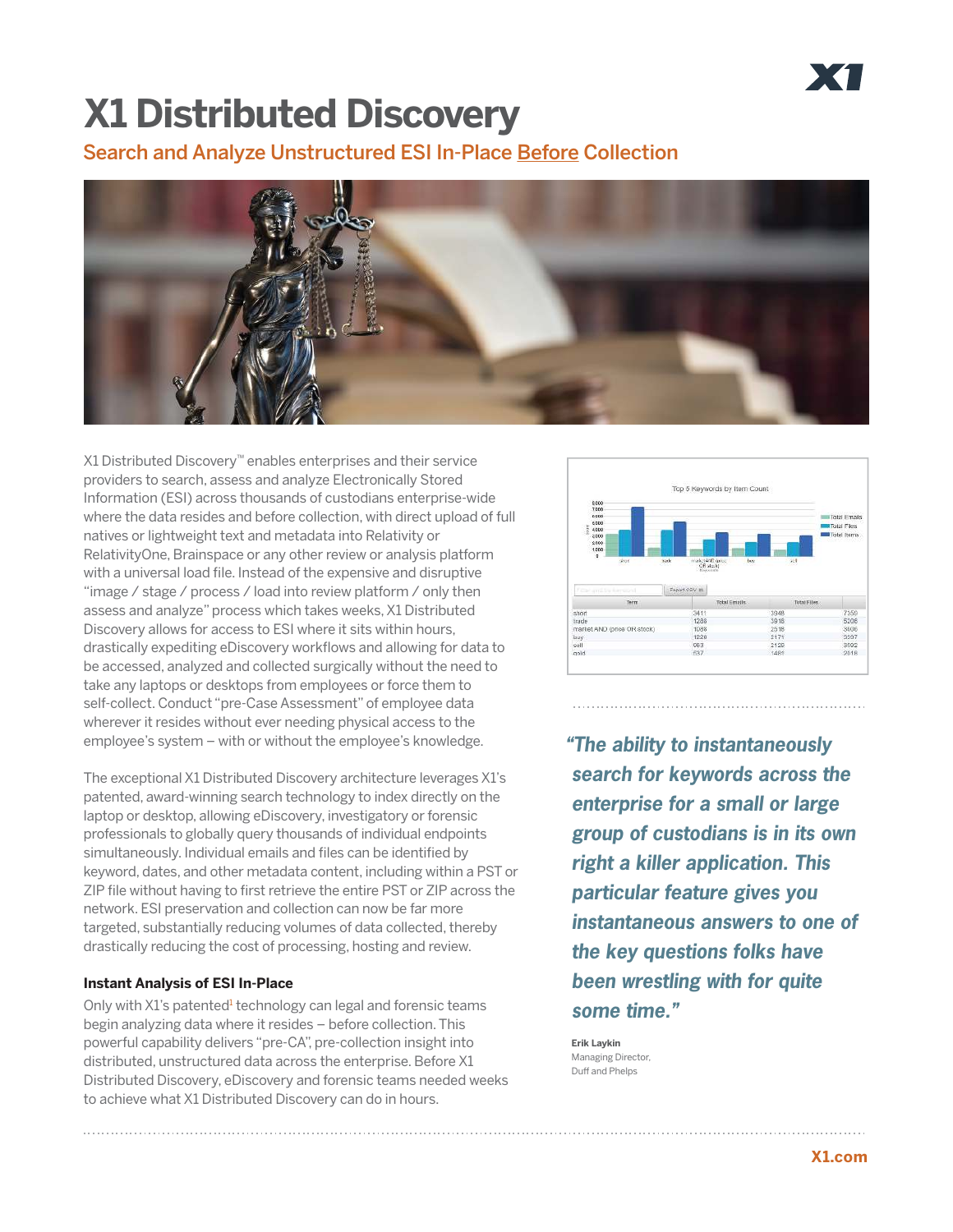# X1 Distributed Discovery

## Search and Analyze Unstructured ESI In-Place Before Collection

X1 Distributed Discovery™ enables enterprises and their service providers to search, assess and analyze Electronically Stored Information (ESI) across thousands of custodians enterprise-wide where the data resides and before collection, with direct upload of full natives or lightweight text and metadata into Relativity or RelativityOne, Brainspace or any other review or analysis platform with a universal load file. Instead of the expensive and disruptive "image / stage / process / load into review platform / only then assess and analyze" process which takes weeks, X1 Distributed Discovery allows for access to ESI where it sits within hours, drastically expediting eDiscovery workflows and allowing for data to be accessed, analyzed and collected surgically without the need to take any laptops or desktops from employees or force them to self-collect. Conduct "pre-Case Assessment" of employee data wherever it resides without ever needing physical access to the employee's system – with or without the employee's knowledge.

The exceptional X1 Distributed Discovery architecture leverages X1's patented, award-winning search technology to index directly on the laptop or desktop, allowing eDiscovery, investigatory or forensic professionals to globally query thousands of individual endpoints simultaneously. Individual emails and files can be identified by keyword, dates, and other metadata content, including within a PST or ZIP file without having to first retrieve the entire PST or ZIP across the network. ESI preservation and collection can now be far more targeted, substantially reducing volumes of data collected, thereby drastically reducing the cost of processing, hosting and review.

### Instant Analysis of ESI In-Place

Only with X1's patented[1] technology can legal and forensic teams begin analyzing data where it resides – before collection. This powerful capability delivers "pre-CA", pre-collection insight into distributed, unstructured data across the enterprise. Before X1 Distributed Discovery, eDiscovery and forensic teams needed weeks to achieve what X1 Distributed Discovery can do in hours.

*"The ability to instantaneously search for keywords across the enterprise for a small or large group of custodians is in its own right a killer application. This particular feature gives you instantaneous answers to one of the key questions folks have been wrestling with for quite some time."*

**Erik Laykin**
Managing Director,
Duff and Phelps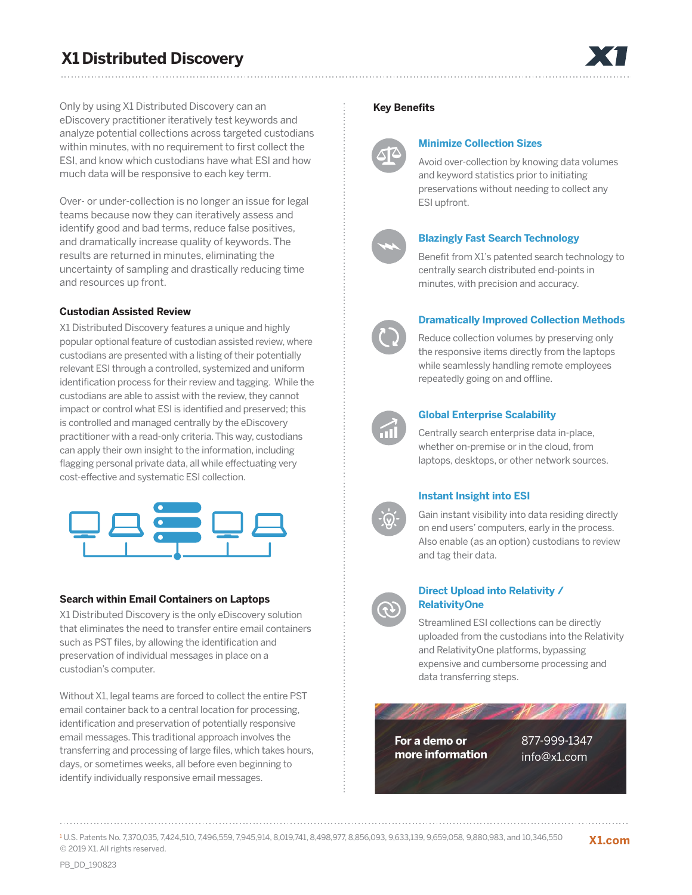# X1 Distributed Discovery

Only by using X1 Distributed Discovery can an eDiscovery practitioner iteratively test keywords and analyze potential collections across targeted custodians within minutes, with no requirement to first collect the ESI, and know which custodians have what ESI and how much data will be responsive to each key term.

Over- or under-collection is no longer an issue for legal teams because now they can iteratively assess and identify good and bad terms, reduce false positives, and dramatically increase quality of keywords. The results are returned in minutes, eliminating the uncertainty of sampling and drastically reducing time and resources up front.

### Custodian Assisted Review

X1 Distributed Discovery features a unique and highly popular optional feature of custodian assisted review, where custodians are presented with a listing of their potentially relevant ESI through a controlled, systemized and uniform identification process for their review and tagging. While the custodians are able to assist with the review, they cannot impact or control what ESI is identified and preserved; this is controlled and managed centrally by the eDiscovery practitioner with a read-only criteria. This way, custodians can apply their own insight to the information, including flagging personal private data, all while effectuating very cost-effective and systematic ESI collection.

### Search within Email Containers on Laptops

X1 Distributed Discovery is the only eDiscovery solution that eliminates the need to transfer entire email containers such as PST files, by allowing the identification and preservation of individual messages in place on a custodian's computer.

Without X1, legal teams are forced to collect the entire PST email container back to a central location for processing, identification and preservation of potentially responsive email messages. This traditional approach involves the transferring and processing of large files, which takes hours, days, or sometimes weeks, all before even beginning to identify individually responsive email messages.

## Key Benefits

### Minimize Collection Sizes

Avoid over-collection by knowing data volumes and keyword statistics prior to initiating preservations without needing to collect any ESI upfront.

### Blazingly Fast Search Technology

Benefit from X1's patented search technology to centrally search distributed end-points in minutes, with precision and accuracy.

### Dramatically Improved Collection Methods

Reduce collection volumes by preserving only the responsive items directly from the laptops while seamlessly handling remote employees repeatedly going on and offline.

### Global Enterprise Scalability

Centrally search enterprise data in-place, whether on-premise or in the cloud, from laptops, desktops, or other network sources.

### Instant Insight into ESI

Gain instant visibility into data residing directly on end users' computers, early in the process. Also enable (as an option) custodians to review and tag their data.

### Direct Upload into Relativity / RelativityOne

Streamlined ESI collections can be directly uploaded from the custodians into the Relativity and RelativityOne platforms, bypassing expensive and cumbersome processing and data transferring steps.

**For a demo or more information**

877-999-1347
info@x1.com

[1] U.S. Patents No. 7,370,035, 7,424,510, 7,496,559, 7,945,914, 8,019,741, 8,498,977, 8,856,093, 9,633,139, 9,659,058, 9,880,983, and 10,346,550
© 2019 X1. All rights reserved.

X1.com

PB_DD_190823